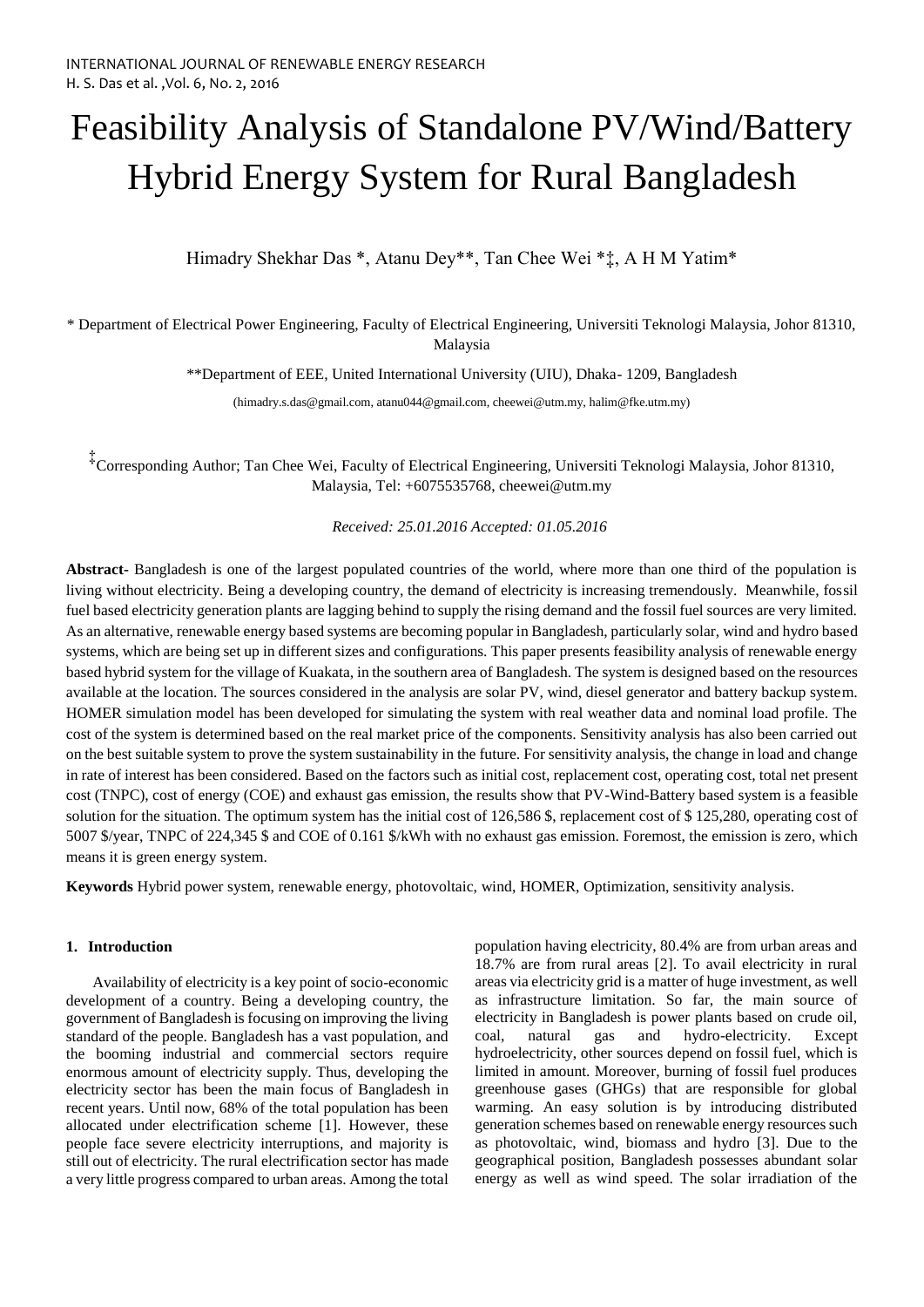# Feasibility Analysis of Standalone PV/Wind/Battery Hybrid Energy System for Rural Bangladesh

Himadry Shekhar Das *, Atanu Dey**, Tan Chee Wei *‡, A H M Yatim*

\* Department of Electrical Power Engineering, Faculty of Electrical Engineering, Universiti Teknologi Malaysia, Johor 81310, Malaysia

**Department of EEE, United International University (UIU), Dhaka- 1209, Bangladesh

(himadry.s.das@gmail.com, atanu044@gmail.com, cheewei@utm.my, halim@fke.utm.my)

‡ Corresponding Author; Tan Chee Wei, Faculty of Electrical Engineering, Universiti Teknologi Malaysia, Johor 81310, Malaysia, Tel: +6075535768, cheewei@utm.my

*Received: 25.01.2016 Accepted: 01.05.2016*

**Abstract-** Bangladesh is one of the largest populated countries of the world, where more than one third of the population is living without electricity. Being a developing country, the demand of electricity is increasing tremendously. Meanwhile, fossil fuel based electricity generation plants are lagging behind to supply the rising demand and the fossil fuel sources are very limited. As an alternative, renewable energy based systems are becoming popular in Bangladesh, particularly solar, wind and hydro based systems, which are being set up in different sizes and configurations. This paper presents feasibility analysis of renewable energy based hybrid system for the village of Kuakata, in the southern area of Bangladesh. The system is designed based on the resources available at the location. The sources considered in the analysis are solar PV, wind, diesel generator and battery backup system. HOMER simulation model has been developed for simulating the system with real weather data and nominal load profile. The cost of the system is determined based on the real market price of the components. Sensitivity analysis has also been carried out on the best suitable system to prove the system sustainability in the future. For sensitivity analysis, the change in load and change in rate of interest has been considered. Based on the factors such as initial cost, replacement cost, operating cost, total net present cost (TNPC), cost of energy (COE) and exhaust gas emission, the results show that PV-Wind-Battery based system is a feasible solution for the situation. The optimum system has the initial cost of 126,586 $, replacement cost of $ 125,280, operating cost of 5007 $/year, TNPC of 224,345 $ and COE of 0.161 $/kWh with no exhaust gas emission. Foremost, the emission is zero, which means it is green energy system.

**Keywords** Hybrid power system, renewable energy, photovoltaic, wind, HOMER, Optimization, sensitivity analysis.

## 1. Introduction

Availability of electricity is a key point of socio-economic development of a country. Being a developing country, the government of Bangladesh is focusing on improving the living standard of the people. Bangladesh has a vast population, and the booming industrial and commercial sectors require enormous amount of electricity supply. Thus, developing the electricity sector has been the main focus of Bangladesh in recent years. Until now, 68% of the total population has been allocated under electrification scheme [1]. However, these people face severe electricity interruptions, and majority is still out of electricity. The rural electrification sector has made a very little progress compared to urban areas. Among the total population having electricity, 80.4% are from urban areas and 18.7% are from rural areas [2]. To avail electricity in rural areas via electricity grid is a matter of huge investment, as well as infrastructure limitation. So far, the main source of electricity in Bangladesh is power plants based on crude oil, coal, natural gas and hydro-electricity. Except hydroelectricity, other sources depend on fossil fuel, which is limited in amount. Moreover, burning of fossil fuel produces greenhouse gases (GHGs) that are responsible for global warming. An easy solution is by introducing distributed generation schemes based on renewable energy resources such as photovoltaic, wind, biomass and hydro [3]. Due to the geographical position, Bangladesh possesses abundant solar energy as well as wind speed. The solar irradiation of the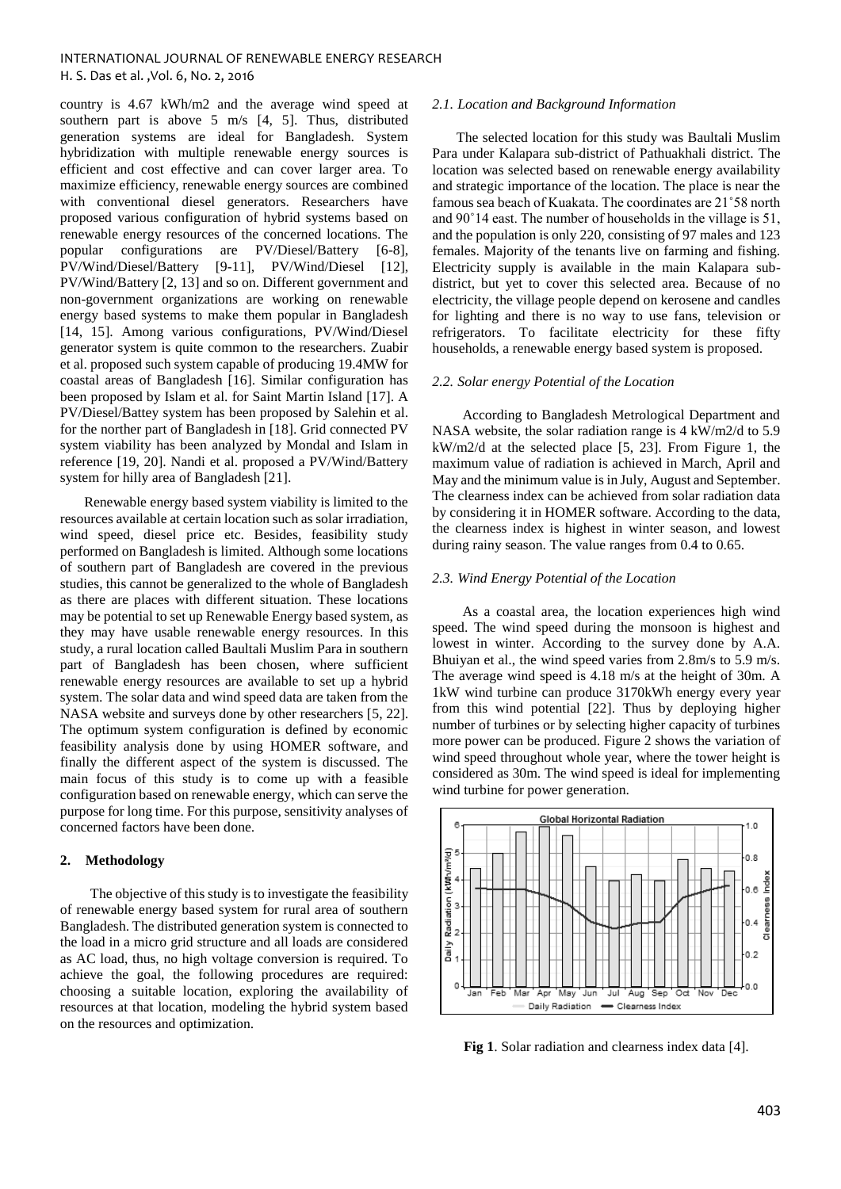country is 4.67 kWh/m2 and the average wind speed at southern part is above 5 m/s [4, 5]. Thus, distributed generation systems are ideal for Bangladesh. System hybridization with multiple renewable energy sources is efficient and cost effective and can cover larger area. To maximize efficiency, renewable energy sources are combined with conventional diesel generators. Researchers have proposed various configuration of hybrid systems based on renewable energy resources of the concerned locations. The popular configurations are PV/Diesel/Battery [6-8], PV/Wind/Diesel/Battery [9-11], PV/Wind/Diesel [12], PV/Wind/Battery [2, 13] and so on. Different government and non-government organizations are working on renewable energy based systems to make them popular in Bangladesh [14, 15]. Among various configurations, PV/Wind/Diesel generator system is quite common to the researchers. Zuabir et al. proposed such system capable of producing 19.4MW for coastal areas of Bangladesh [16]. Similar configuration has been proposed by Islam et al. for Saint Martin Island [17]. A PV/Diesel/Battey system has been proposed by Salehin et al. for the norther part of Bangladesh in [18]. Grid connected PV system viability has been analyzed by Mondal and Islam in reference [19, 20]. Nandi et al. proposed a PV/Wind/Battery system for hilly area of Bangladesh [21].

Renewable energy based system viability is limited to the resources available at certain location such as solar irradiation, wind speed, diesel price etc. Besides, feasibility study performed on Bangladesh is limited. Although some locations of southern part of Bangladesh are covered in the previous studies, this cannot be generalized to the whole of Bangladesh as there are places with different situation. These locations may be potential to set up Renewable Energy based system, as they may have usable renewable energy resources. In this study, a rural location called Baultali Muslim Para in southern part of Bangladesh has been chosen, where sufficient renewable energy resources are available to set up a hybrid system. The solar data and wind speed data are taken from the NASA website and surveys done by other researchers [5, 22]. The optimum system configuration is defined by economic feasibility analysis done by using HOMER software, and finally the different aspect of the system is discussed. The main focus of this study is to come up with a feasible configuration based on renewable energy, which can serve the purpose for long time. For this purpose, sensitivity analyses of concerned factors have been done.

## 2. Methodology

The objective of this study is to investigate the feasibility of renewable energy based system for rural area of southern Bangladesh. The distributed generation system is connected to the load in a micro grid structure and all loads are considered as AC load, thus, no high voltage conversion is required. To achieve the goal, the following procedures are required: choosing a suitable location, exploring the availability of resources at that location, modeling the hybrid system based on the resources and optimization.

### *2.1. Location and Background Information*

The selected location for this study was Baultali Muslim Para under Kalapara sub-district of Pathuakhali district. The location was selected based on renewable energy availability and strategic importance of the location. The place is near the famous sea beach of Kuakata. The coordinates are 21˚58 north and 90˚14 east. The number of households in the village is 51, and the population is only 220, consisting of 97 males and 123 females. Majority of the tenants live on farming and fishing. Electricity supply is available in the main Kalapara sub-district, but yet to cover this selected area. Because of no electricity, the village people depend on kerosene and candles for lighting and there is no way to use fans, television or refrigerators. To facilitate electricity for these fifty households, a renewable energy based system is proposed.

### *2.2. Solar energy Potential of the Location*

According to Bangladesh Metrological Department and NASA website, the solar radiation range is 4 kW/m2/d to 5.9 kW/m2/d at the selected place [5, 23]. From Figure 1, the maximum value of radiation is achieved in March, April and May and the minimum value is in July, August and September. The clearness index can be achieved from solar radiation data by considering it in HOMER software. According to the data, the clearness index is highest in winter season, and lowest during rainy season. The value ranges from 0.4 to 0.65.

### *2.3. Wind Energy Potential of the Location*

As a coastal area, the location experiences high wind speed. The wind speed during the monsoon is highest and lowest in winter. According to the survey done by A.A. Bhuiyan et al., the wind speed varies from 2.8m/s to 5.9 m/s. The average wind speed is 4.18 m/s at the height of 30m. A 1kW wind turbine can produce 3170kWh energy every year from this wind potential [22]. Thus by deploying higher number of turbines or by selecting higher capacity of turbines more power can be produced. Figure 2 shows the variation of wind speed throughout whole year, where the tower height is considered as 30m. The wind speed is ideal for implementing wind turbine for power generation.

**Fig 1**. Solar radiation and clearness index data [4].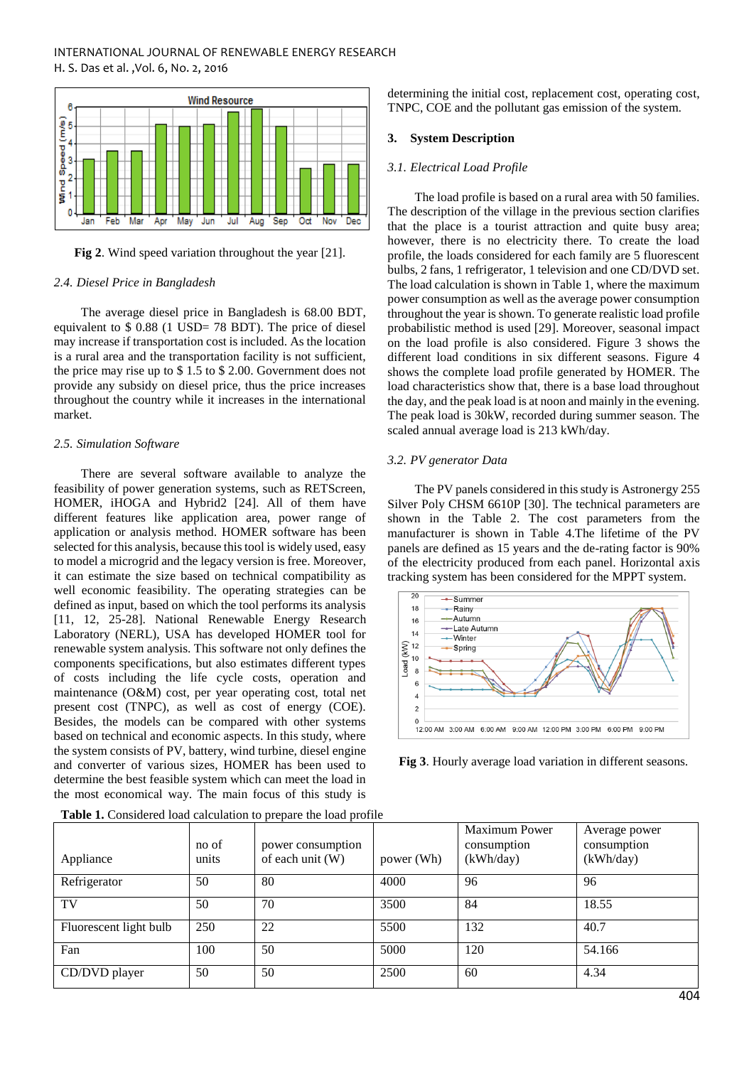**Fig 2**. Wind speed variation throughout the year [21].

### *2.4. Diesel Price in Bangladesh*

The average diesel price in Bangladesh is 68.00 BDT, equivalent to $ 0.88 (1 USD= 78 BDT). The price of diesel may increase if transportation cost is included. As the location is a rural area and the transportation facility is not sufficient, the price may rise up to $ 1.5 to $ 2.00. Government does not provide any subsidy on diesel price, thus the price increases throughout the country while it increases in the international market.

### *2.5. Simulation Software*

There are several software available to analyze the feasibility of power generation systems, such as RETScreen, HOMER, iHOGA and Hybrid2 [24]. All of them have different features like application area, power range of application or analysis method. HOMER software has been selected for this analysis, because this tool is widely used, easy to model a microgrid and the legacy version is free. Moreover, it can estimate the size based on technical compatibility as well economic feasibility. The operating strategies can be defined as input, based on which the tool performs its analysis [11, 12, 25-28]. National Renewable Energy Research Laboratory (NERL), USA has developed HOMER tool for renewable system analysis. This software not only defines the components specifications, but also estimates different types of costs including the life cycle costs, operation and maintenance (O&M) cost, per year operating cost, total net present cost (TNPC), as well as cost of energy (COE). Besides, the models can be compared with other systems based on technical and economic aspects. In this study, where the system consists of PV, battery, wind turbine, diesel engine and converter of various sizes, HOMER has been used to determine the best feasible system which can meet the load in the most economical way. The main focus of this study is determining the initial cost, replacement cost, operating cost, TNPC, COE and the pollutant gas emission of the system.

## 3. System Description

### *3.1. Electrical Load Profile*

The load profile is based on a rural area with 50 families. The description of the village in the previous section clarifies that the place is a tourist attraction and quite busy area; however, there is no electricity there. To create the load profile, the loads considered for each family are 5 fluorescent bulbs, 2 fans, 1 refrigerator, 1 television and one CD/DVD set. The load calculation is shown in Table 1, where the maximum power consumption as well as the average power consumption throughout the year is shown. To generate realistic load profile probabilistic method is used [29]. Moreover, seasonal impact on the load profile is also considered. Figure 3 shows the different load conditions in six different seasons. Figure 4 shows the complete load profile generated by HOMER. The load characteristics show that, there is a base load throughout the day, and the peak load is at noon and mainly in the evening. The peak load is 30kW, recorded during summer season. The scaled annual average load is 213 kWh/day.

### *3.2. PV generator Data*

The PV panels considered in this study is Astronergy 255 Silver Poly CHSM 6610P [30]. The technical parameters are shown in the Table 2. The cost parameters from the manufacturer is shown in Table 4.The lifetime of the PV panels are defined as 15 years and the de-rating factor is 90% of the electricity produced from each panel. Horizontal axis tracking system has been considered for the MPPT system.

**Fig 3**. Hourly average load variation in different seasons.

**Table 1.** Considered load calculation to prepare the load profile

| Appliance | no of units | power consumption of each unit (W) | power (Wh) | Maximum Power consumption (kWh/day) | Average power consumption (kWh/day) |
|---|---|---|---|---|---|
| Refrigerator | 50 | 80 | 4000 | 96 | 96 |
| TV | 50 | 70 | 3500 | 84 | 18.55 |
| Fluorescent light bulb | 250 | 22 | 5500 | 132 | 40.7 |
| Fan | 100 | 50 | 5000 | 120 | 54.166 |
| CD/DVD player | 50 | 50 | 2500 | 60 | 4.34 |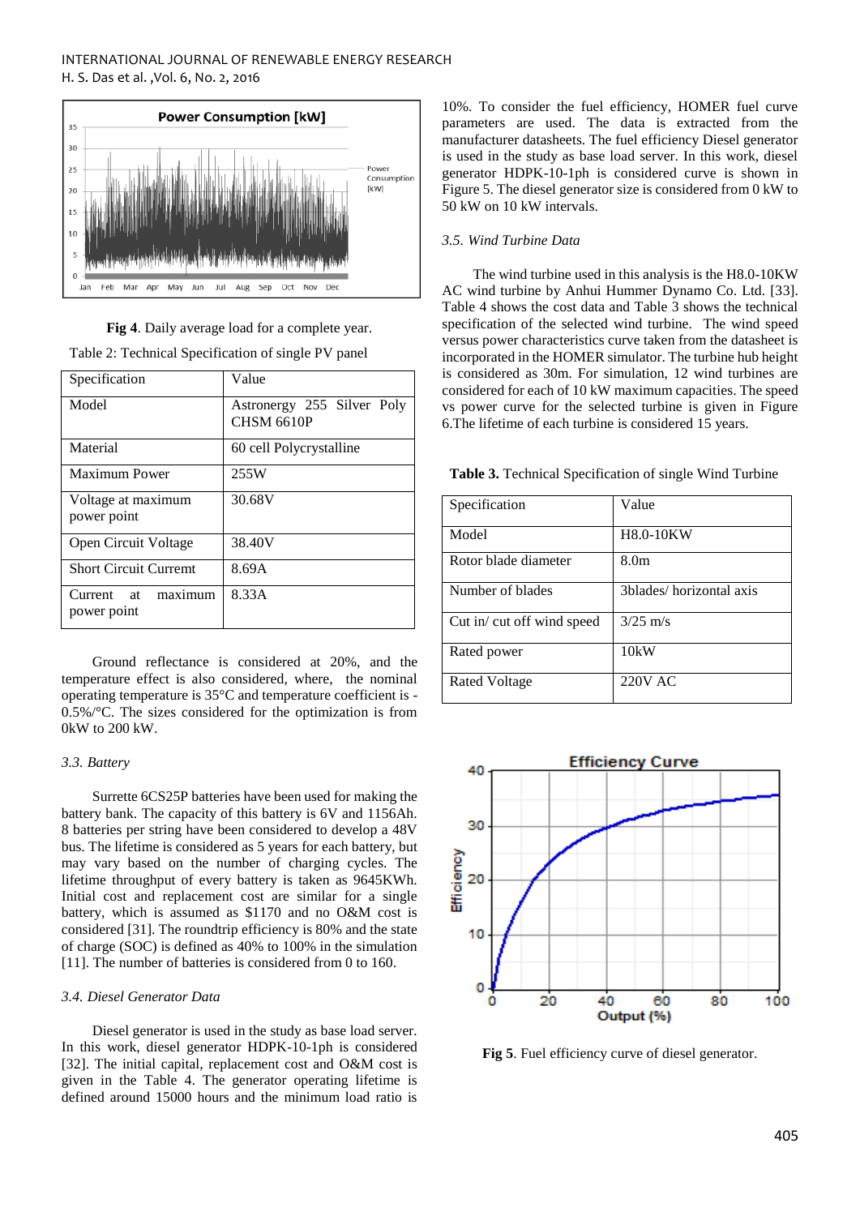**Fig 4**. Daily average load for a complete year.

Table 2: Technical Specification of single PV panel

| Specification | Value |
|---|---|
| Model | Astronergy 255 Silver Poly CHSM 6610P |
| Material | 60 cell Polycrystalline |
| Maximum Power | 255W |
| Voltage at maximum power point | 30.68V |
| Open Circuit Voltage | 38.40V |
| Short Circuit Curremt | 8.69A |
| Current at maximum power point | 8.33A |

Ground reflectance is considered at 20%, and the temperature effect is also considered, where, the nominal operating temperature is 35°C and temperature coefficient is -0.5%/°C. The sizes considered for the optimization is from 0kW to 200 kW.

### 3.3. Battery

Surrette 6CS25P batteries have been used for making the battery bank. The capacity of this battery is 6V and 1156Ah. 8 batteries per string have been considered to develop a 48V bus. The lifetime is considered as 5 years for each battery, but may vary based on the number of charging cycles. The lifetime throughput of every battery is taken as 9645KWh. Initial cost and replacement cost are similar for a single battery, which is assumed as $1170 and no O&M cost is considered [31]. The roundtrip efficiency is 80% and the state of charge (SOC) is defined as 40% to 100% in the simulation [11]. The number of batteries is considered from 0 to 160.

### 3.4. Diesel Generator Data

Diesel generator is used in the study as base load server. In this work, diesel generator HDPK-10-1ph is considered [32]. The initial capital, replacement cost and O&M cost is given in the Table 4. The generator operating lifetime is defined around 15000 hours and the minimum load ratio is 10%. To consider the fuel efficiency, HOMER fuel curve parameters are used. The data is extracted from the manufacturer datasheets. The fuel efficiency Diesel generator is used in the study as base load server. In this work, diesel generator HDPK-10-1ph is considered curve is shown in Figure 5. The diesel generator size is considered from 0 kW to 50 kW on 10 kW intervals.

### 3.5. Wind Turbine Data

The wind turbine used in this analysis is the H8.0-10KW AC wind turbine by Anhui Hummer Dynamo Co. Ltd. [33]. Table 4 shows the cost data and Table 3 shows the technical specification of the selected wind turbine. The wind speed versus power characteristics curve taken from the datasheet is incorporated in the HOMER simulator. The turbine hub height is considered as 30m. For simulation, 12 wind turbines are considered for each of 10 kW maximum capacities. The speed vs power curve for the selected turbine is given in Figure 6.The lifetime of each turbine is considered 15 years.

**Table 3.** Technical Specification of single Wind Turbine

| Specification | Value |
|---|---|
| Model | H8.0-10KW |
| Rotor blade diameter | 8.0m |
| Number of blades | 3blades/ horizontal axis |
| Cut in/ cut off wind speed | 3/25 m/s |
| Rated power | 10kW |
| Rated Voltage | 220V AC |

**Fig 5**. Fuel efficiency curve of diesel generator.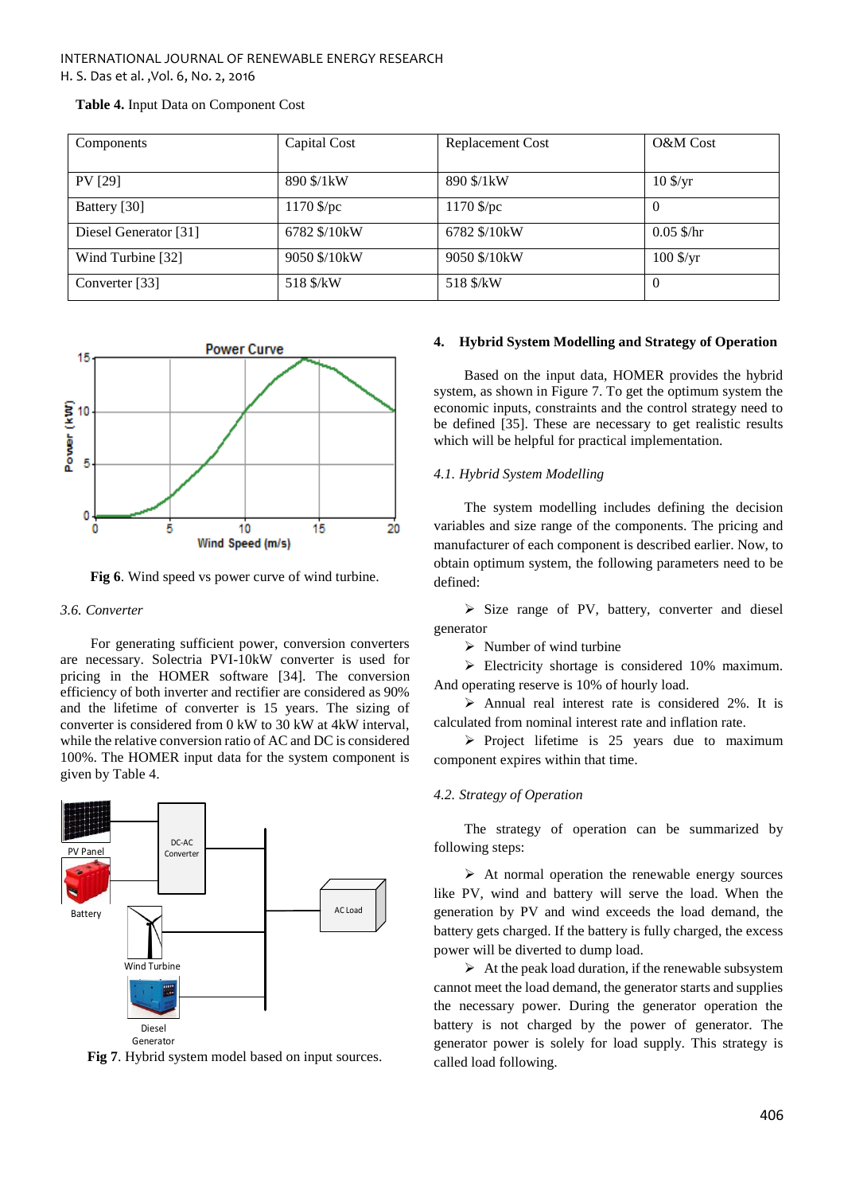**Table 4.** Input Data on Component Cost

| Components | Capital Cost | Replacement Cost | O&M Cost |
|---|---|---|---|
| PV [29] | 890 $/1kW | 890 $/1kW | 10 $/yr |
| Battery [30] | 1170 $/pc | 1170 $/pc | 0 |
| Diesel Generator [31] | 6782 $/10kW | 6782 $/10kW | 0.05 $/hr |
| Wind Turbine [32] | 9050 $/10kW | 9050 $/10kW | 100 $/yr |
| Converter [33] | 518 $/kW | 518 $/kW | 0 |

**Fig 6**. Wind speed vs power curve of wind turbine.

### 3.6. Converter

For generating sufficient power, conversion converters are necessary. Solectria PVI-10kW converter is used for pricing in the HOMER software [34]. The conversion efficiency of both inverter and rectifier are considered as 90% and the lifetime of converter is 15 years. The sizing of converter is considered from 0 kW to 30 kW at 4kW interval, while the relative conversion ratio of AC and DC is considered 100%. The HOMER input data for the system component is given by Table 4.

**Fig 7**. Hybrid system model based on input sources.

## 4. Hybrid System Modelling and Strategy of Operation

Based on the input data, HOMER provides the hybrid system, as shown in Figure 7. To get the optimum system the economic inputs, constraints and the control strategy need to be defined [35]. These are necessary to get realistic results which will be helpful for practical implementation.

### 4.1. Hybrid System Modelling

The system modelling includes defining the decision variables and size range of the components. The pricing and manufacturer of each component is described earlier. Now, to obtain optimum system, the following parameters need to be defined:

- Size range of PV, battery, converter and diesel generator
- Number of wind turbine
- Electricity shortage is considered 10% maximum. And operating reserve is 10% of hourly load.
- Annual real interest rate is considered 2%. It is calculated from nominal interest rate and inflation rate.
- Project lifetime is 25 years due to maximum component expires within that time.

### 4.2. Strategy of Operation

The strategy of operation can be summarized by following steps:

- At normal operation the renewable energy sources like PV, wind and battery will serve the load. When the generation by PV and wind exceeds the load demand, the battery gets charged. If the battery is fully charged, the excess power will be diverted to dump load.
- At the peak load duration, if the renewable subsystem cannot meet the load demand, the generator starts and supplies the necessary power. During the generator operation the battery is not charged by the power of generator. The generator power is solely for load supply. This strategy is called load following.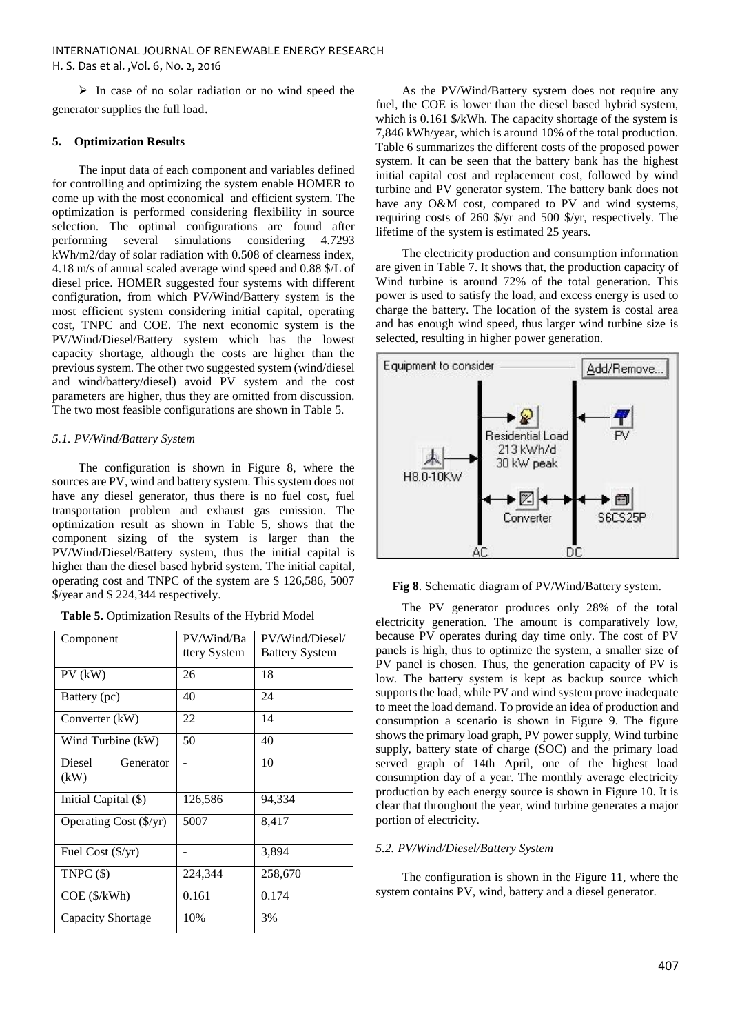➢ In case of no solar radiation or no wind speed the generator supplies the full load.

### 5. Optimization Results

The input data of each component and variables defined for controlling and optimizing the system enable HOMER to come up with the most economical and efficient system. The optimization is performed considering flexibility in source selection. The optimal configurations are found after performing several simulations considering 4.7293 kWh/m2/day of solar radiation with 0.508 of clearness index, 4.18 m/s of annual scaled average wind speed and 0.88 $/L of diesel price. HOMER suggested four systems with different configuration, from which PV/Wind/Battery system is the most efficient system considering initial capital, operating cost, TNPC and COE. The next economic system is the PV/Wind/Diesel/Battery system which has the lowest capacity shortage, although the costs are higher than the previous system. The other two suggested system (wind/diesel and wind/battery/diesel) avoid PV system and the cost parameters are higher, thus they are omitted from discussion. The two most feasible configurations are shown in Table 5.

#### *5.1. PV/Wind/Battery System*

The configuration is shown in Figure 8, where the sources are PV, wind and battery system. This system does not have any diesel generator, thus there is no fuel cost, fuel transportation problem and exhaust gas emission. The optimization result as shown in Table 5, shows that the component sizing of the system is larger than the PV/Wind/Diesel/Battery system, thus the initial capital is higher than the diesel based hybrid system. The initial capital, operating cost and TNPC of the system are $ 126,586, 5007 $/year and $ 224,344 respectively.

**Table 5.** Optimization Results of the Hybrid Model

| Component | PV/Wind/Battery System | PV/Wind/Diesel/Battery System |
|---|---|---|
| PV (kW) | 26 | 18 |
| Battery (pc) | 40 | 24 |
| Converter (kW) | 22 | 14 |
| Wind Turbine (kW) | 50 | 40 |
| Diesel Generator (kW) | - | 10 |
| Initial Capital ($) | 126,586 | 94,334 |
| Operating Cost ($/yr) | 5007 | 8,417 |
| Fuel Cost ($/yr) | - | 3,894 |
| TNPC ($) | 224,344 | 258,670 |
| COE ($/kWh) | 0.161 | 0.174 |
| Capacity Shortage | 10% | 3% |

As the PV/Wind/Battery system does not require any fuel, the COE is lower than the diesel based hybrid system, which is 0.161 $/kWh. The capacity shortage of the system is 7,846 kWh/year, which is around 10% of the total production. Table 6 summarizes the different costs of the proposed power system. It can be seen that the battery bank has the highest initial capital cost and replacement cost, followed by wind turbine and PV generator system. The battery bank does not have any O&M cost, compared to PV and wind systems, requiring costs of 260 $/yr and 500 $/yr, respectively. The lifetime of the system is estimated 25 years.

The electricity production and consumption information are given in Table 7. It shows that, the production capacity of Wind turbine is around 72% of the total generation. This power is used to satisfy the load, and excess energy is used to charge the battery. The location of the system is costal area and has enough wind speed, thus larger wind turbine size is selected, resulting in higher power generation.

**Fig 8**. Schematic diagram of PV/Wind/Battery system.

The PV generator produces only 28% of the total electricity generation. The amount is comparatively low, because PV operates during day time only. The cost of PV panels is high, thus to optimize the system, a smaller size of PV panel is chosen. Thus, the generation capacity of PV is low. The battery system is kept as backup source which supports the load, while PV and wind system prove inadequate to meet the load demand. To provide an idea of production and consumption a scenario is shown in Figure 9. The figure shows the primary load graph, PV power supply, Wind turbine supply, battery state of charge (SOC) and the primary load served graph of 14th April, one of the highest load consumption day of a year. The monthly average electricity production by each energy source is shown in Figure 10. It is clear that throughout the year, wind turbine generates a major portion of electricity.

#### *5.2. PV/Wind/Diesel/Battery System*

The configuration is shown in the Figure 11, where the system contains PV, wind, battery and a diesel generator.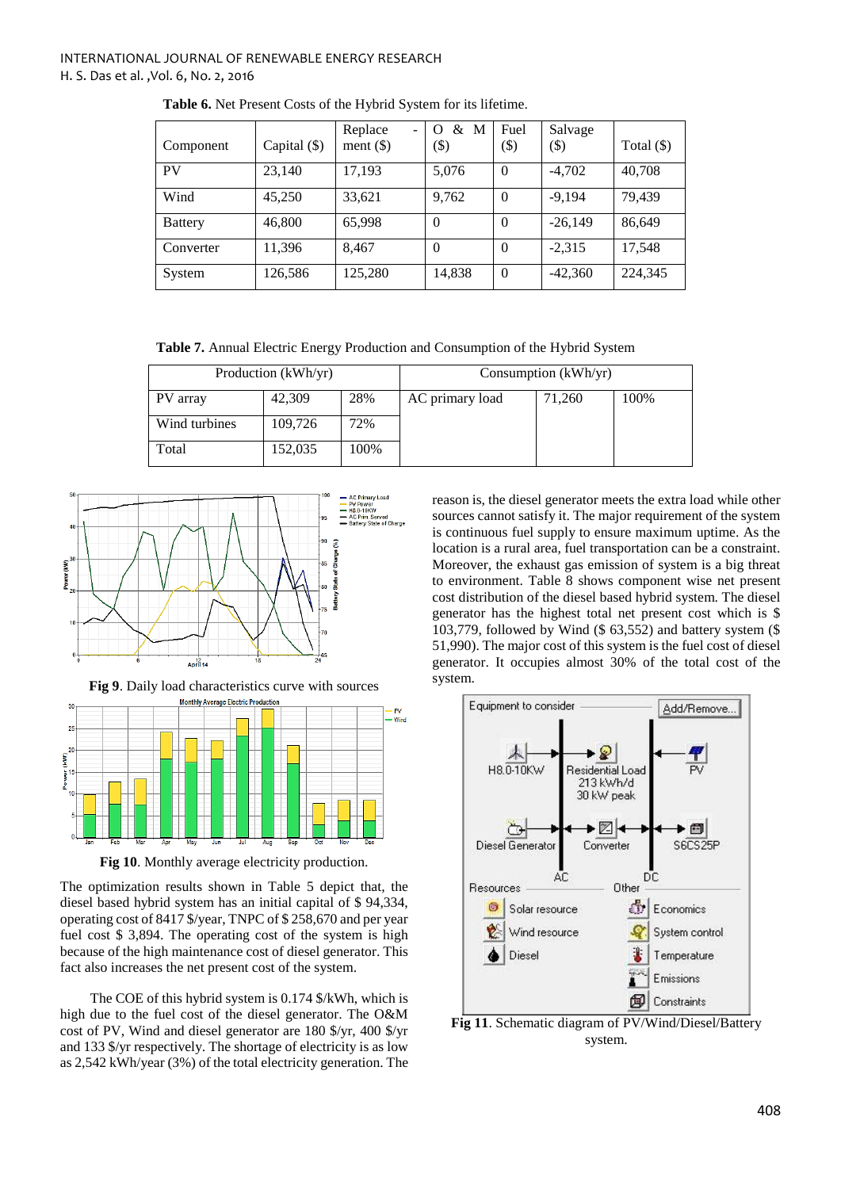**Table 6.** Net Present Costs of the Hybrid System for its lifetime.

| Component | Capital ($) | Replace - ment ($) | O & M ($) | Fuel ($) | Salvage ($) | Total ($) |
|---|---|---|---|---|---|---|
| PV | 23,140 | 17,193 | 5,076 | 0 | -4,702 | 40,708 |
| Wind | 45,250 | 33,621 | 9,762 | 0 | -9,194 | 79,439 |
| Battery | 46,800 | 65,998 | 0 | 0 | -26,149 | 86,649 |
| Converter | 11,396 | 8,467 | 0 | 0 | -2,315 | 17,548 |
| System | 126,586 | 125,280 | 14,838 | 0 | -42,360 | 224,345 |

**Table 7.** Annual Electric Energy Production and Consumption of the Hybrid System

| Production (kWh/yr) | | | Consumption (kWh/yr) | | |
|---|---|---|---|---|---|
| PV array | 42,309 | 28% | AC primary load | 71,260 | 100% |
| Wind turbines | 109,726 | 72% | | | |
| Total | 152,035 | 100% | | | |

**Fig 9**. Daily load characteristics curve with sources

**Fig 10**. Monthly average electricity production.

The optimization results shown in Table 5 depict that, the diesel based hybrid system has an initial capital of $ 94,334, operating cost of 8417 $/year, TNPC of $ 258,670 and per year fuel cost $ 3,894. The operating cost of this system is high because of the high maintenance cost of diesel generator. This fact also increases the net present cost of the system.

The COE of this hybrid system is 0.174 $/kWh, which is high due to the fuel cost of the diesel generator. The O&M cost of PV, Wind and diesel generator are 180 $/yr, 400 $/yr and 133 $/yr respectively. The shortage of electricity is as low as 2,542 kWh/year (3%) of the total electricity generation. The reason is, the diesel generator meets the extra load while other sources cannot satisfy it. The major requirement of the system is continuous fuel supply to ensure maximum uptime. As the location is a rural area, fuel transportation can be a constraint. Moreover, the exhaust gas emission of system is a big threat to environment. Table 8 shows component wise net present cost distribution of the diesel based hybrid system. The diesel generator has the highest total net present cost which is $ 103,779, followed by Wind ($ 63,552) and battery system ($ 51,990). The major cost of this system is the fuel cost of diesel generator. It occupies almost 30% of the total cost of the system.

**Fig 11**. Schematic diagram of PV/Wind/Diesel/Battery system.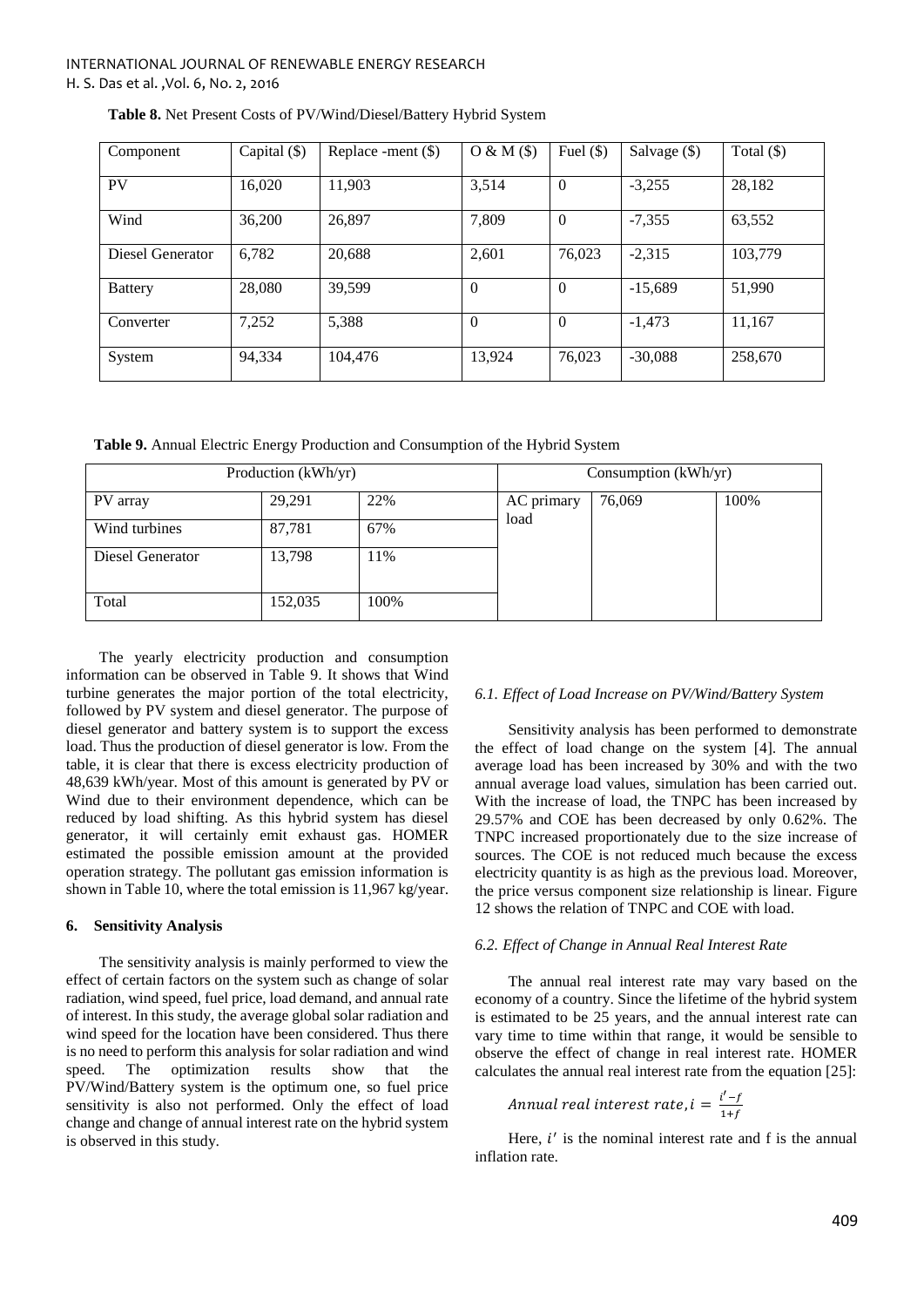**Table 8.** Net Present Costs of PV/Wind/Diesel/Battery Hybrid System

| Component | Capital ($) | Replace -ment ($) | O & M ($) | Fuel ($) | Salvage ($) | Total ($) |
|---|---|---|---|---|---|---|
| PV | 16,020 | 11,903 | 3,514 | 0 | -3,255 | 28,182 |
| Wind | 36,200 | 26,897 | 7,809 | 0 | -7,355 | 63,552 |
| Diesel Generator | 6,782 | 20,688 | 2,601 | 76,023 | -2,315 | 103,779 |
| Battery | 28,080 | 39,599 | 0 | 0 | -15,689 | 51,990 |
| Converter | 7,252 | 5,388 | 0 | 0 | -1,473 | 11,167 |
| System | 94,334 | 104,476 | 13,924 | 76,023 | -30,088 | 258,670 |

**Table 9.** Annual Electric Energy Production and Consumption of the Hybrid System

| Production (kWh/yr) | | | Consumption (kWh/yr) | | |
|---|---|---|---|---|---|
| PV array | 29,291 | 22% | AC primary load | 76,069 | 100% |
| Wind turbines | 87,781 | 67% | | | |
| Diesel Generator | 13,798 | 11% | | | |
| Total | 152,035 | 100% | | | |

The yearly electricity production and consumption information can be observed in Table 9. It shows that Wind turbine generates the major portion of the total electricity, followed by PV system and diesel generator. The purpose of diesel generator and battery system is to support the excess load. Thus the production of diesel generator is low. From the table, it is clear that there is excess electricity production of 48,639 kWh/year. Most of this amount is generated by PV or Wind due to their environment dependence, which can be reduced by load shifting. As this hybrid system has diesel generator, it will certainly emit exhaust gas. HOMER estimated the possible emission amount at the provided operation strategy. The pollutant gas emission information is shown in Table 10, where the total emission is 11,967 kg/year.

## 6. Sensitivity Analysis

The sensitivity analysis is mainly performed to view the effect of certain factors on the system such as change of solar radiation, wind speed, fuel price, load demand, and annual rate of interest. In this study, the average global solar radiation and wind speed for the location have been considered. Thus there is no need to perform this analysis for solar radiation and wind speed. The optimization results show that the PV/Wind/Battery system is the optimum one, so fuel price sensitivity is also not performed. Only the effect of load change and change of annual interest rate on the hybrid system is observed in this study.

### *6.1. Effect of Load Increase on PV/Wind/Battery System*

Sensitivity analysis has been performed to demonstrate the effect of load change on the system [4]. The annual average load has been increased by 30% and with the two annual average load values, simulation has been carried out. With the increase of load, the TNPC has been increased by 29.57% and COE has been decreased by only 0.62%. The TNPC increased proportionately due to the size increase of sources. The COE is not reduced much because the excess electricity quantity is as high as the previous load. Moreover, the price versus component size relationship is linear. Figure 12 shows the relation of TNPC and COE with load.

### *6.2. Effect of Change in Annual Real Interest Rate*

The annual real interest rate may vary based on the economy of a country. Since the lifetime of the hybrid system is estimated to be 25 years, and the annual interest rate can vary time to time within that range, it would be sensible to observe the effect of change in real interest rate. HOMER calculates the annual real interest rate from the equation [25]:

$$Annual\ real\ interest\ rate, i = \frac{i' - f}{1 + f}$$

Here, $i'$ is the nominal interest rate and f is the annual inflation rate.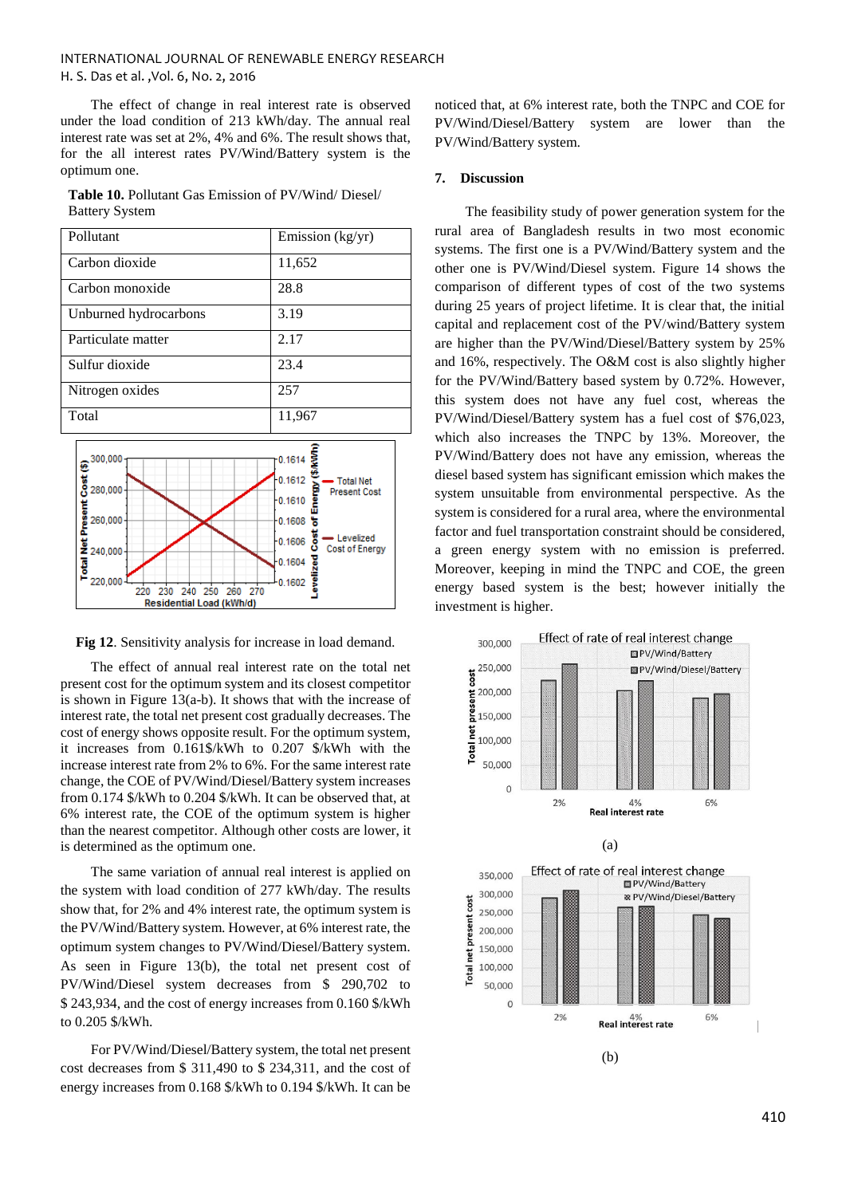The effect of change in real interest rate is observed under the load condition of 213 kWh/day. The annual real interest rate was set at 2%, 4% and 6%. The result shows that, for the all interest rates PV/Wind/Battery system is the optimum one.

**Table 10.** Pollutant Gas Emission of PV/Wind/ Diesel/ Battery System

| Pollutant | Emission (kg/yr) |
|---|---|
| Carbon dioxide | 11,652 |
| Carbon monoxide | 28.8 |
| Unburned hydrocarbons | 3.19 |
| Particulate matter | 2.17 |
| Sulfur dioxide | 23.4 |
| Nitrogen oxides | 257 |
| Total | 11,967 |

**Fig 12**. Sensitivity analysis for increase in load demand.

The effect of annual real interest rate on the total net present cost for the optimum system and its closest competitor is shown in Figure 13(a-b). It shows that with the increase of interest rate, the total net present cost gradually decreases. The cost of energy shows opposite result. For the optimum system, it increases from 0.161$/kWh to 0.207 $/kWh with the increase interest rate from 2% to 6%. For the same interest rate change, the COE of PV/Wind/Diesel/Battery system increases from 0.174 $/kWh to 0.204 $/kWh. It can be observed that, at 6% interest rate, the COE of the optimum system is higher than the nearest competitor. Although other costs are lower, it is determined as the optimum one.

The same variation of annual real interest is applied on the system with load condition of 277 kWh/day. The results show that, for 2% and 4% interest rate, the optimum system is the PV/Wind/Battery system. However, at 6% interest rate, the optimum system changes to PV/Wind/Diesel/Battery system. As seen in Figure 13(b), the total net present cost of PV/Wind/Diesel system decreases from $ 290,702 to $ 243,934, and the cost of energy increases from 0.160 $/kWh to 0.205 $/kWh.

For PV/Wind/Diesel/Battery system, the total net present cost decreases from $ 311,490 to $ 234,311, and the cost of energy increases from 0.168 $/kWh to 0.194 $/kWh. It can be noticed that, at 6% interest rate, both the TNPC and COE for PV/Wind/Diesel/Battery system are lower than the PV/Wind/Battery system.

## 7. Discussion

The feasibility study of power generation system for the rural area of Bangladesh results in two most economic systems. The first one is a PV/Wind/Battery system and the other one is PV/Wind/Diesel system. Figure 14 shows the comparison of different types of cost of the two systems during 25 years of project lifetime. It is clear that, the initial capital and replacement cost of the PV/wind/Battery system are higher than the PV/Wind/Diesel/Battery system by 25% and 16%, respectively. The O&M cost is also slightly higher for the PV/Wind/Battery based system by 0.72%. However, this system does not have any fuel cost, whereas the PV/Wind/Diesel/Battery system has a fuel cost of $76,023, which also increases the TNPC by 13%. Moreover, the PV/Wind/Battery does not have any emission, whereas the diesel based system has significant emission which makes the system unsuitable from environmental perspective. As the system is considered for a rural area, where the environmental factor and fuel transportation constraint should be considered, a green energy system with no emission is preferred. Moreover, keeping in mind the TNPC and COE, the green energy based system is the best; however initially the investment is higher.

(a)

(b)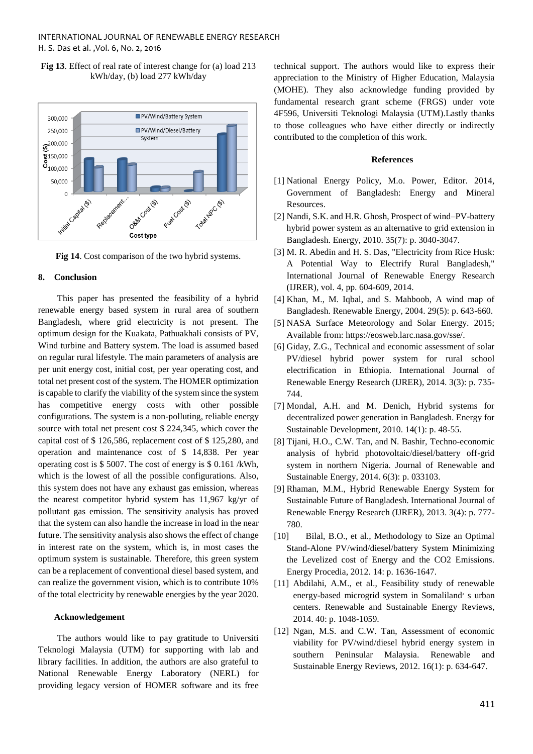**Fig 13**. Effect of real rate of interest change for (a) load 213 kWh/day, (b) load 277 kWh/day

**Fig 14**. Cost comparison of the two hybrid systems.

## 8. Conclusion

This paper has presented the feasibility of a hybrid renewable energy based system in rural area of southern Bangladesh, where grid electricity is not present. The optimum design for the Kuakata, Pathuakhali consists of PV, Wind turbine and Battery system. The load is assumed based on regular rural lifestyle. The main parameters of analysis are per unit energy cost, initial cost, per year operating cost, and total net present cost of the system. The HOMER optimization is capable to clarify the viability of the system since the system has competitive energy costs with other possible configurations. The system is a non-polluting, reliable energy source with total net present cost $ 224,345, which cover the capital cost of $ 126,586, replacement cost of $ 125,280, and operation and maintenance cost of $ 14,838. Per year operating cost is $ 5007. The cost of energy is $ 0.161 /kWh, which is the lowest of all the possible configurations. Also, this system does not have any exhaust gas emission, whereas the nearest competitor hybrid system has 11,967 kg/yr of pollutant gas emission. The sensitivity analysis has proved that the system can also handle the increase in load in the near future. The sensitivity analysis also shows the effect of change in interest rate on the system, which is, in most cases the optimum system is sustainable. Therefore, this green system can be a replacement of conventional diesel based system, and can realize the government vision, which is to contribute 10% of the total electricity by renewable energies by the year 2020.

### Acknowledgement

The authors would like to pay gratitude to Universiti Teknologi Malaysia (UTM) for supporting with lab and library facilities. In addition, the authors are also grateful to National Renewable Energy Laboratory (NERL) for providing legacy version of HOMER software and its free technical support. The authors would like to express their appreciation to the Ministry of Higher Education, Malaysia (MOHE). They also acknowledge funding provided by fundamental research grant scheme (FRGS) under vote 4F596, Universiti Teknologi Malaysia (UTM).Lastly thanks to those colleagues who have either directly or indirectly contributed to the completion of this work.

### References

[1] National Energy Policy, M.o. Power, Editor. 2014, Government of Bangladesh: Energy and Mineral Resources.

[2] Nandi, S.K. and H.R. Ghosh, Prospect of wind–PV-battery hybrid power system as an alternative to grid extension in Bangladesh. Energy, 2010. 35(7): p. 3040-3047.

[3] M. R. Abedin and H. S. Das, "Electricity from Rice Husk: A Potential Way to Electrify Rural Bangladesh," International Journal of Renewable Energy Research (IJRER), vol. 4, pp. 604-609, 2014.

[4] Khan, M., M. Iqbal, and S. Mahboob, A wind map of Bangladesh. Renewable Energy, 2004. 29(5): p. 643-660.

[5] NASA Surface Meteorology and Solar Energy. 2015; Available from: https://eosweb.larc.nasa.gov/sse/.

[6] Giday, Z.G., Technical and economic assessment of solar PV/diesel hybrid power system for rural school electrification in Ethiopia. International Journal of Renewable Energy Research (IJRER), 2014. 3(3): p. 735-744.

[7] Mondal, A.H. and M. Denich, Hybrid systems for decentralized power generation in Bangladesh. Energy for Sustainable Development, 2010. 14(1): p. 48-55.

[8] Tijani, H.O., C.W. Tan, and N. Bashir, Techno-economic analysis of hybrid photovoltaic/diesel/battery off-grid system in northern Nigeria. Journal of Renewable and Sustainable Energy, 2014. 6(3): p. 033103.

[9] Rhaman, M.M., Hybrid Renewable Energy System for Sustainable Future of Bangladesh. International Journal of Renewable Energy Research (IJRER), 2013. 3(4): p. 777-780.

[10] Bilal, B.O., et al., Methodology to Size an Optimal Stand-Alone PV/wind/diesel/battery System Minimizing the Levelized cost of Energy and the CO2 Emissions. Energy Procedia, 2012. 14: p. 1636-1647.

[11] Abdilahi, A.M., et al., Feasibility study of renewable energy-based microgrid system in Somaliland׳ s urban centers. Renewable and Sustainable Energy Reviews, 2014. 40: p. 1048-1059.

[12] Ngan, M.S. and C.W. Tan, Assessment of economic viability for PV/wind/diesel hybrid energy system in southern Peninsular Malaysia. Renewable and Sustainable Energy Reviews, 2012. 16(1): p. 634-647.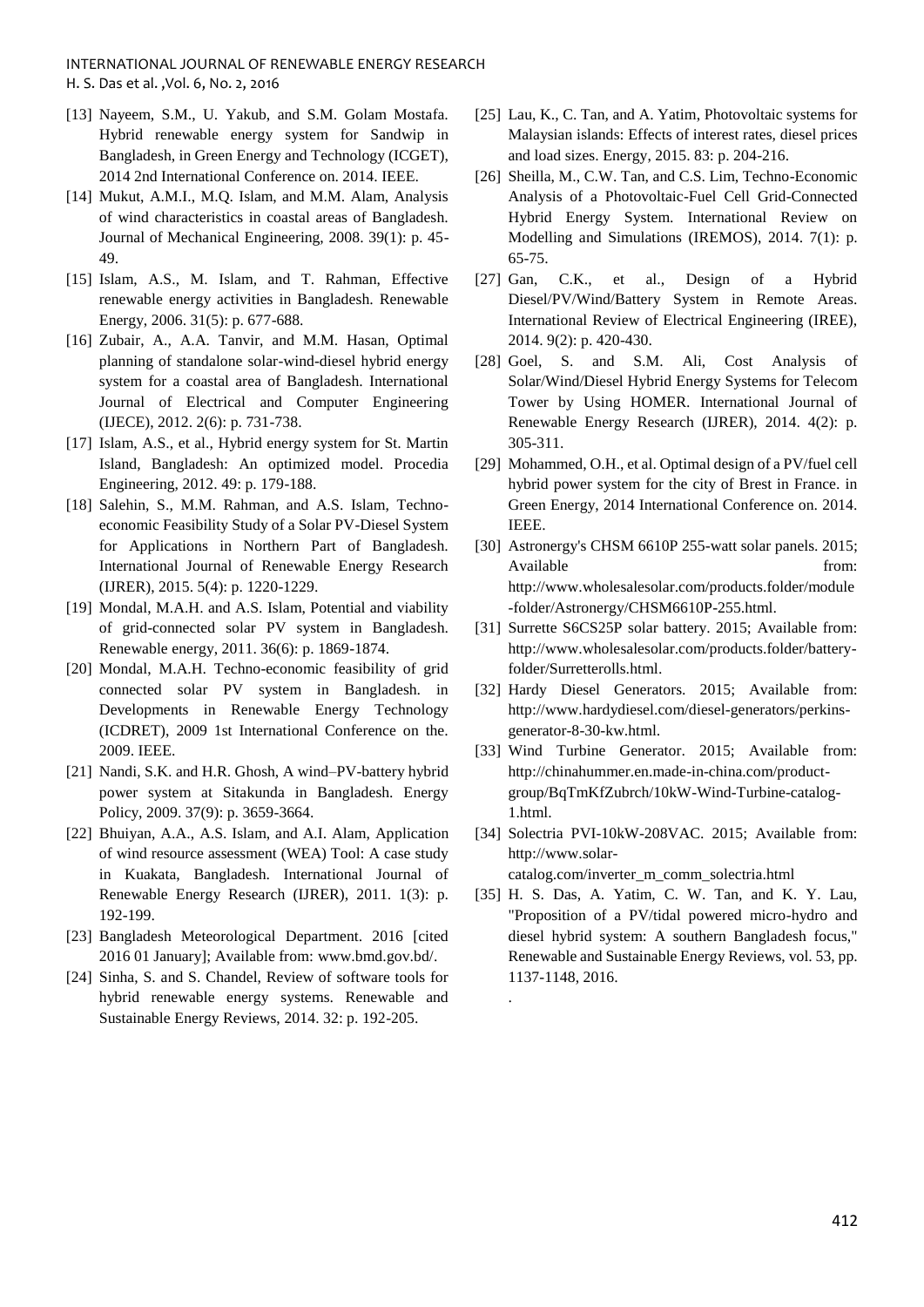[13] Nayeem, S.M., U. Yakub, and S.M. Golam Mostafa. Hybrid renewable energy system for Sandwip in Bangladesh, in Green Energy and Technology (ICGET), 2014 2nd International Conference on. 2014. IEEE.

[14] Mukut, A.M.I., M.Q. Islam, and M.M. Alam, Analysis of wind characteristics in coastal areas of Bangladesh. Journal of Mechanical Engineering, 2008. 39(1): p. 45-49.

[15] Islam, A.S., M. Islam, and T. Rahman, Effective renewable energy activities in Bangladesh. Renewable Energy, 2006. 31(5): p. 677-688.

[16] Zubair, A., A.A. Tanvir, and M.M. Hasan, Optimal planning of standalone solar-wind-diesel hybrid energy system for a coastal area of Bangladesh. International Journal of Electrical and Computer Engineering (IJECE), 2012. 2(6): p. 731-738.

[17] Islam, A.S., et al., Hybrid energy system for St. Martin Island, Bangladesh: An optimized model. Procedia Engineering, 2012. 49: p. 179-188.

[18] Salehin, S., M.M. Rahman, and A.S. Islam, Techno-economic Feasibility Study of a Solar PV-Diesel System for Applications in Northern Part of Bangladesh. International Journal of Renewable Energy Research (IJRER), 2015. 5(4): p. 1220-1229.

[19] Mondal, M.A.H. and A.S. Islam, Potential and viability of grid-connected solar PV system in Bangladesh. Renewable energy, 2011. 36(6): p. 1869-1874.

[20] Mondal, M.A.H. Techno-economic feasibility of grid connected solar PV system in Bangladesh. in Developments in Renewable Energy Technology (ICDRET), 2009 1st International Conference on the. 2009. IEEE.

[21] Nandi, S.K. and H.R. Ghosh, A wind–PV-battery hybrid power system at Sitakunda in Bangladesh. Energy Policy, 2009. 37(9): p. 3659-3664.

[22] Bhuiyan, A.A., A.S. Islam, and A.I. Alam, Application of wind resource assessment (WEA) Tool: A case study in Kuakata, Bangladesh. International Journal of Renewable Energy Research (IJRER), 2011. 1(3): p. 192-199.

[23] Bangladesh Meteorological Department. 2016 [cited 2016 01 January]; Available from: www.bmd.gov.bd/.

[24] Sinha, S. and S. Chandel, Review of software tools for hybrid renewable energy systems. Renewable and Sustainable Energy Reviews, 2014. 32: p. 192-205.

[25] Lau, K., C. Tan, and A. Yatim, Photovoltaic systems for Malaysian islands: Effects of interest rates, diesel prices and load sizes. Energy, 2015. 83: p. 204-216.

[26] Sheilla, M., C.W. Tan, and C.S. Lim, Techno-Economic Analysis of a Photovoltaic-Fuel Cell Grid-Connected Hybrid Energy System. International Review on Modelling and Simulations (IREMOS), 2014. 7(1): p. 65-75.

[27] Gan, C.K., et al., Design of a Hybrid Diesel/PV/Wind/Battery System in Remote Areas. International Review of Electrical Engineering (IREE), 2014. 9(2): p. 420-430.

[28] Goel, S. and S.M. Ali, Cost Analysis of Solar/Wind/Diesel Hybrid Energy Systems for Telecom Tower by Using HOMER. International Journal of Renewable Energy Research (IJRER), 2014. 4(2): p. 305-311.

[29] Mohammed, O.H., et al. Optimal design of a PV/fuel cell hybrid power system for the city of Brest in France. in Green Energy, 2014 International Conference on. 2014. IEEE.

[30] Astronergy's CHSM 6610P 255-watt solar panels. 2015; Available from: http://www.wholesalesolar.com/products.folder/module-folder/Astronergy/CHSM6610P-255.html.

[31] Surrette S6CS25P solar battery. 2015; Available from: http://www.wholesalesolar.com/products.folder/battery-folder/Surretterolls.html.

[32] Hardy Diesel Generators. 2015; Available from: http://www.hardydiesel.com/diesel-generators/perkins-generator-8-30-kw.html.

[33] Wind Turbine Generator. 2015; Available from: http://chinahummer.en.made-in-china.com/product-group/BqTmKfZubrch/10kW-Wind-Turbine-catalog-1.html.

[34] Solectria PVI-10kW-208VAC. 2015; Available from: http://www.solar-catalog.com/inverter_m_comm_solectria.html

[35] H. S. Das, A. Yatim, C. W. Tan, and K. Y. Lau, "Proposition of a PV/tidal powered micro-hydro and diesel hybrid system: A southern Bangladesh focus," Renewable and Sustainable Energy Reviews, vol. 53, pp. 1137-1148, 2016.